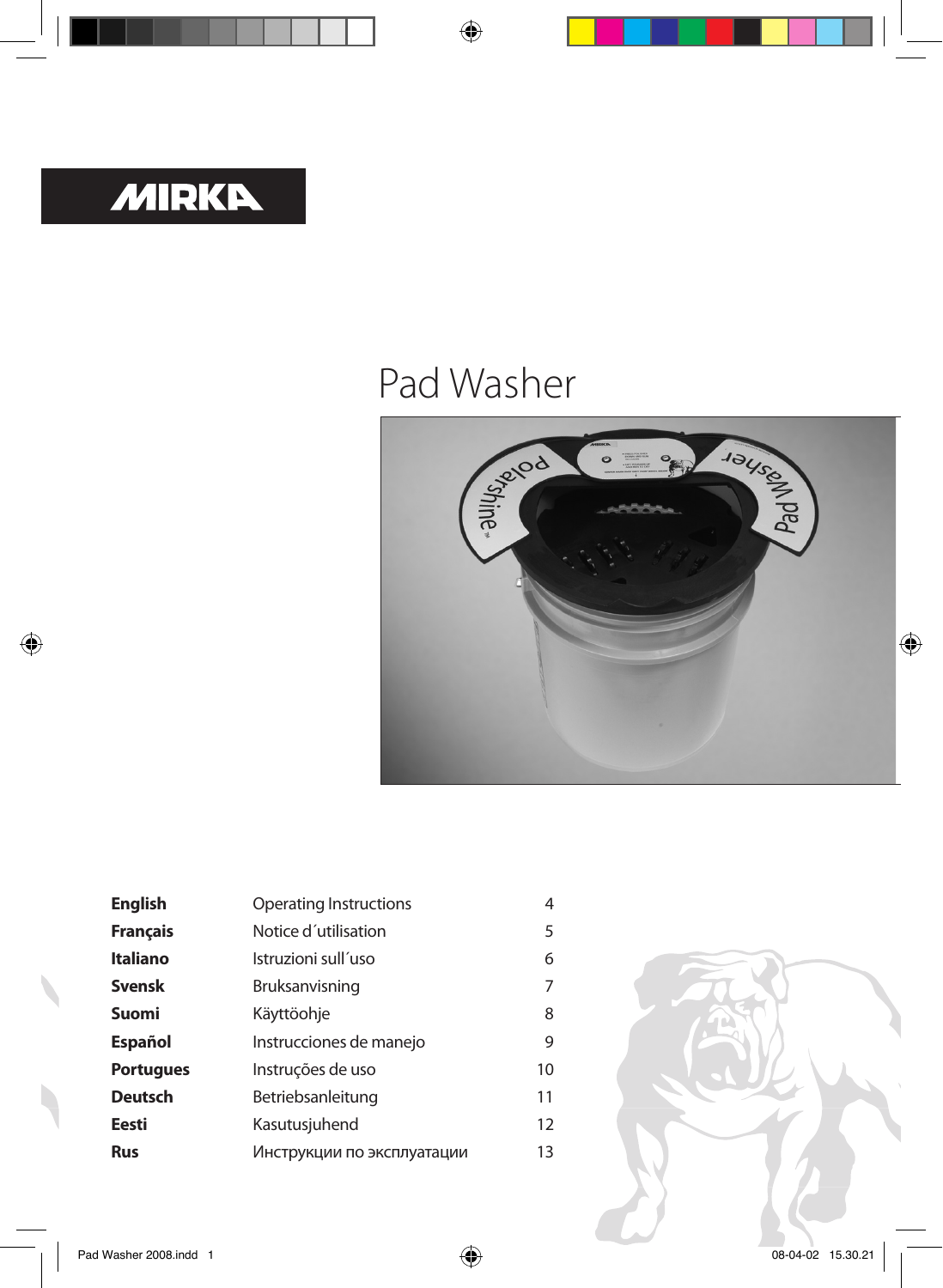MIRKA

# Pad Washer

| | | |
|---|---|---|
| **English** | Operating Instructions | 4 |
| **Français** | Notice d´utilisation | 5 |
| **Italiano** | Istruzioni sull´uso | 6 |
| **Svensk** | Bruksanvisning | 7 |
| **Suomi** | Käyttöohje | 8 |
| **Español** | Instrucciones de manejo | 9 |
| **Portugues** | Instruções de uso | 10 |
| **Deutsch** | Betriebsanleitung | 11 |
| **Eesti** | Kasutusjuhend | 12 |
| **Rus** | Инструкции по эксплуатации | 13 |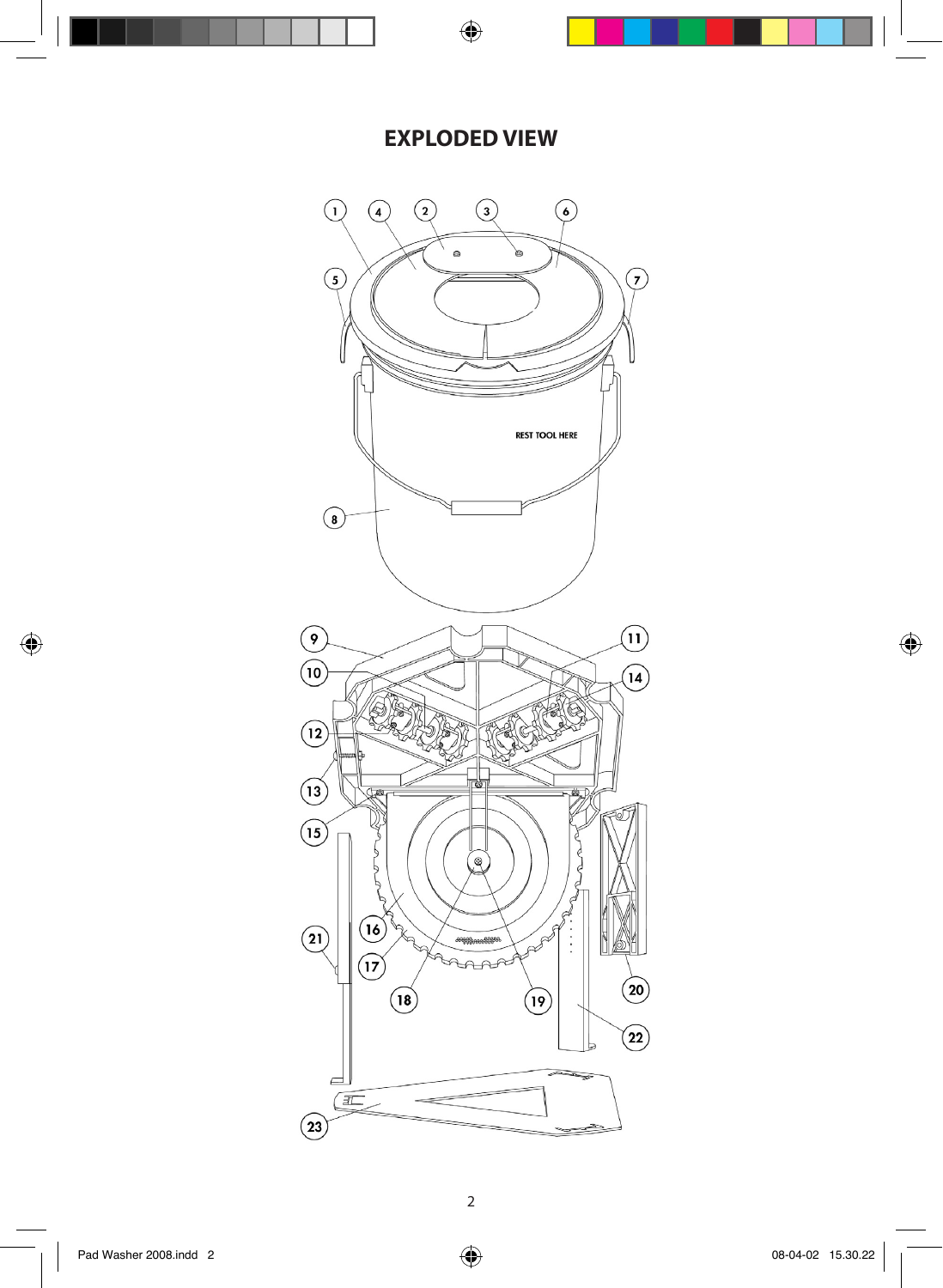# EXPLODED VIEW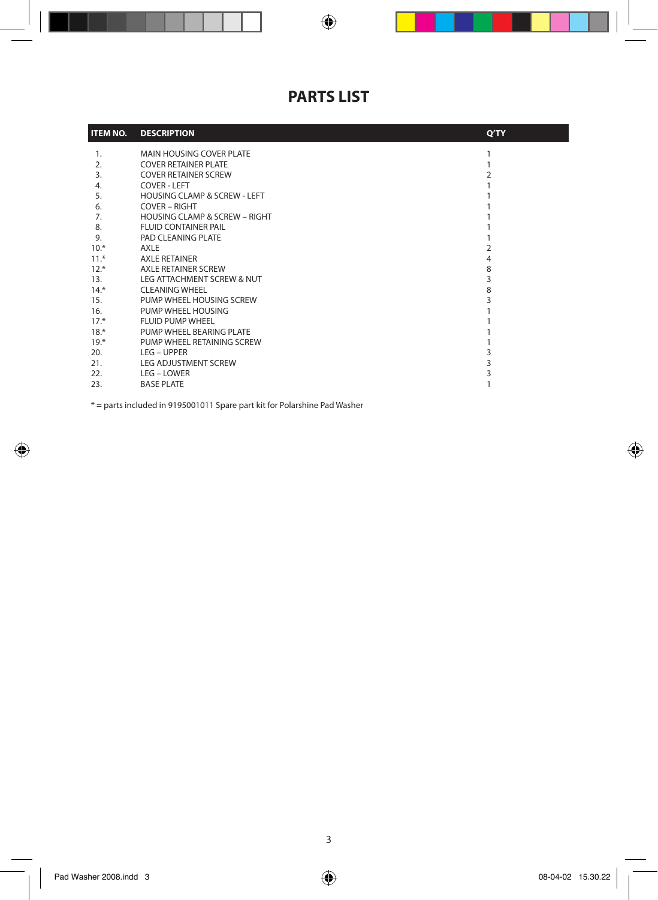# PARTS LIST

| ITEM NO. | DESCRIPTION | Q'TY |
|---|---|---|
| 1. | MAIN HOUSING COVER PLATE | 1 |
| 2. | COVER RETAINER PLATE | 1 |
| 3. | COVER RETAINER SCREW | 2 |
| 4. | COVER - LEFT | 1 |
| 5. | HOUSING CLAMP & SCREW - LEFT | 1 |
| 6. | COVER – RIGHT | 1 |
| 7. | HOUSING CLAMP & SCREW – RIGHT | 1 |
| 8. | FLUID CONTAINER PAIL | 1 |
| 9. | PAD CLEANING PLATE | 1 |
| 10.* | AXLE | 2 |
| 11.* | AXLE RETAINER | 4 |
| 12.* | AXLE RETAINER SCREW | 8 |
| 13. | LEG ATTACHMENT SCREW & NUT | 3 |
| 14.* | CLEANING WHEEL | 8 |
| 15. | PUMP WHEEL HOUSING SCREW | 3 |
| 16. | PUMP WHEEL HOUSING | 1 |
| 17.* | FLUID PUMP WHEEL | 1 |
| 18.* | PUMP WHEEL BEARING PLATE | 1 |
| 19.* | PUMP WHEEL RETAINING SCREW | 1 |
| 20. | LEG – UPPER | 3 |
| 21. | LEG ADJUSTMENT SCREW | 3 |
| 22. | LEG – LOWER | 3 |
| 23. | BASE PLATE | 1 |

* = parts included in 9195001011 Spare part kit for Polarshine Pad Washer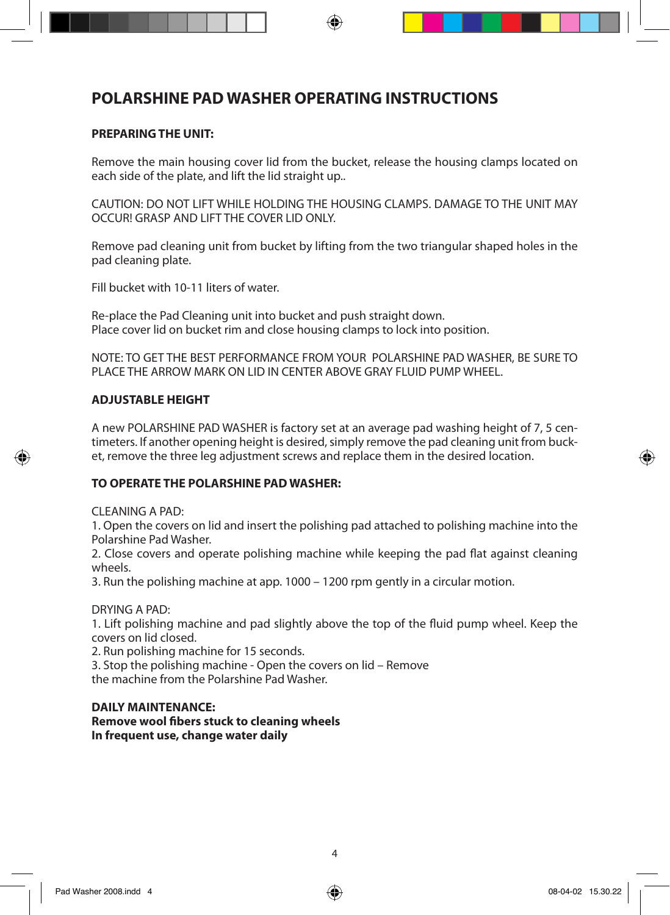# POLARSHINE PAD WASHER OPERATING INSTRUCTIONS

**PREPARING THE UNIT:**

Remove the main housing cover lid from the bucket, release the housing clamps located on each side of the plate, and lift the lid straight up..

CAUTION: DO NOT LIFT WHILE HOLDING THE HOUSING CLAMPS. DAMAGE TO THE UNIT MAY OCCUR! GRASP AND LIFT THE COVER LID ONLY.

Remove pad cleaning unit from bucket by lifting from the two triangular shaped holes in the pad cleaning plate.

Fill bucket with 10-11 liters of water.

Re-place the Pad Cleaning unit into bucket and push straight down.
Place cover lid on bucket rim and close housing clamps to lock into position.

NOTE: TO GET THE BEST PERFORMANCE FROM YOUR POLARSHINE PAD WASHER, BE SURE TO PLACE THE ARROW MARK ON LID IN CENTER ABOVE GRAY FLUID PUMP WHEEL.

**ADJUSTABLE HEIGHT**

A new POLARSHINE PAD WASHER is factory set at an average pad washing height of 7, 5 centimeters. If another opening height is desired, simply remove the pad cleaning unit from bucket, remove the three leg adjustment screws and replace them in the desired location.

**TO OPERATE THE POLARSHINE PAD WASHER:**

CLEANING A PAD:
1. Open the covers on lid and insert the polishing pad attached to polishing machine into the Polarshine Pad Washer.
2. Close covers and operate polishing machine while keeping the pad flat against cleaning wheels.
3. Run the polishing machine at app. 1000 – 1200 rpm gently in a circular motion.

DRYING A PAD:
1. Lift polishing machine and pad slightly above the top of the fluid pump wheel. Keep the covers on lid closed.
2. Run polishing machine for 15 seconds.
3. Stop the polishing machine - Open the covers on lid – Remove the machine from the Polarshine Pad Washer.

**DAILY MAINTENANCE:**
**Remove wool fibers stuck to cleaning wheels**
**In frequent use, change water daily**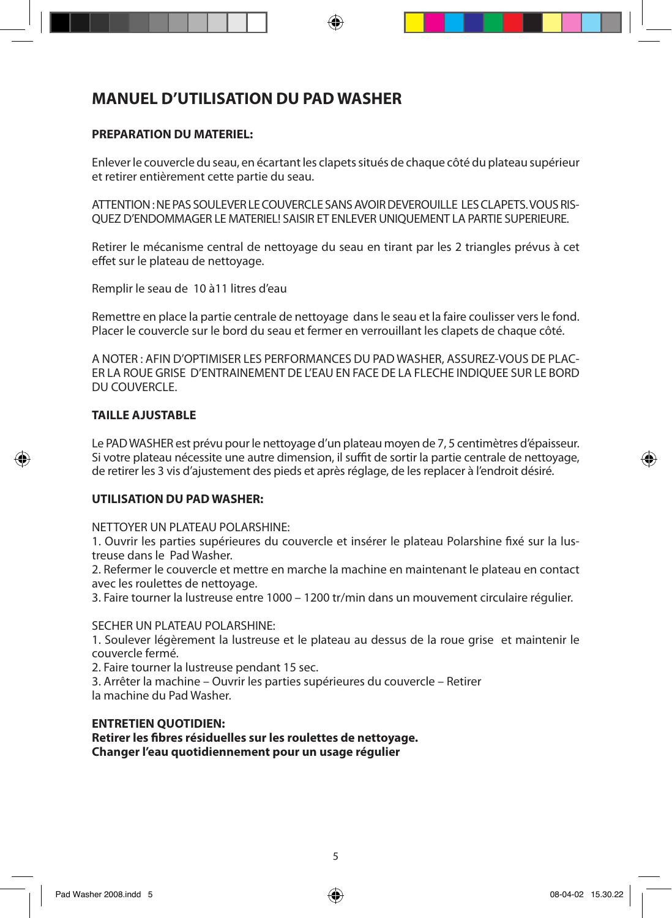# MANUEL D'UTILISATION DU PAD WASHER

**PREPARATION DU MATERIEL:**

Enlever le couvercle du seau, en écartant les clapets situés de chaque côté du plateau supérieur et retirer entièrement cette partie du seau.

ATTENTION : NE PAS SOULEVER LE COUVERCLE SANS AVOIR DEVEROUILLE LES CLAPETS. VOUS RISQUEZ D'ENDOMMAGER LE MATERIEL! SAISIR ET ENLEVER UNIQUEMENT LA PARTIE SUPERIEURE.

Retirer le mécanisme central de nettoyage du seau en tirant par les 2 triangles prévus à cet effet sur le plateau de nettoyage.

Remplir le seau de 10 à11 litres d'eau

Remettre en place la partie centrale de nettoyage dans le seau et la faire coulisser vers le fond. Placer le couvercle sur le bord du seau et fermer en verrouillant les clapets de chaque côté.

A NOTER : AFIN D'OPTIMISER LES PERFORMANCES DU PAD WASHER, ASSUREZ-VOUS DE PLACER LA ROUE GRISE D'ENTRAINEMENT DE L'EAU EN FACE DE LA FLECHE INDIQUEE SUR LE BORD DU COUVERCLE.

**TAILLE AJUSTABLE**

Le PAD WASHER est prévu pour le nettoyage d'un plateau moyen de 7, 5 centimètres d'épaisseur. Si votre plateau nécessite une autre dimension, il suffit de sortir la partie centrale de nettoyage, de retirer les 3 vis d'ajustement des pieds et après réglage, de les replacer à l'endroit désiré.

**UTILISATION DU PAD WASHER:**

NETTOYER UN PLATEAU POLARSHINE:

1. Ouvrir les parties supérieures du couvercle et insérer le plateau Polarshine fixé sur la lustreuse dans le Pad Washer.
2. Refermer le couvercle et mettre en marche la machine en maintenant le plateau en contact avec les roulettes de nettoyage.
3. Faire tourner la lustreuse entre 1000 – 1200 tr/min dans un mouvement circulaire régulier.

SECHER UN PLATEAU POLARSHINE:

1. Soulever légèrement la lustreuse et le plateau au dessus de la roue grise et maintenir le couvercle fermé.
2. Faire tourner la lustreuse pendant 15 sec.
3. Arrêter la machine – Ouvrir les parties supérieures du couvercle – Retirer la machine du Pad Washer.

**ENTRETIEN QUOTIDIEN:**
**Retirer les fibres résiduelles sur les roulettes de nettoyage.**
**Changer l'eau quotidiennement pour un usage régulier**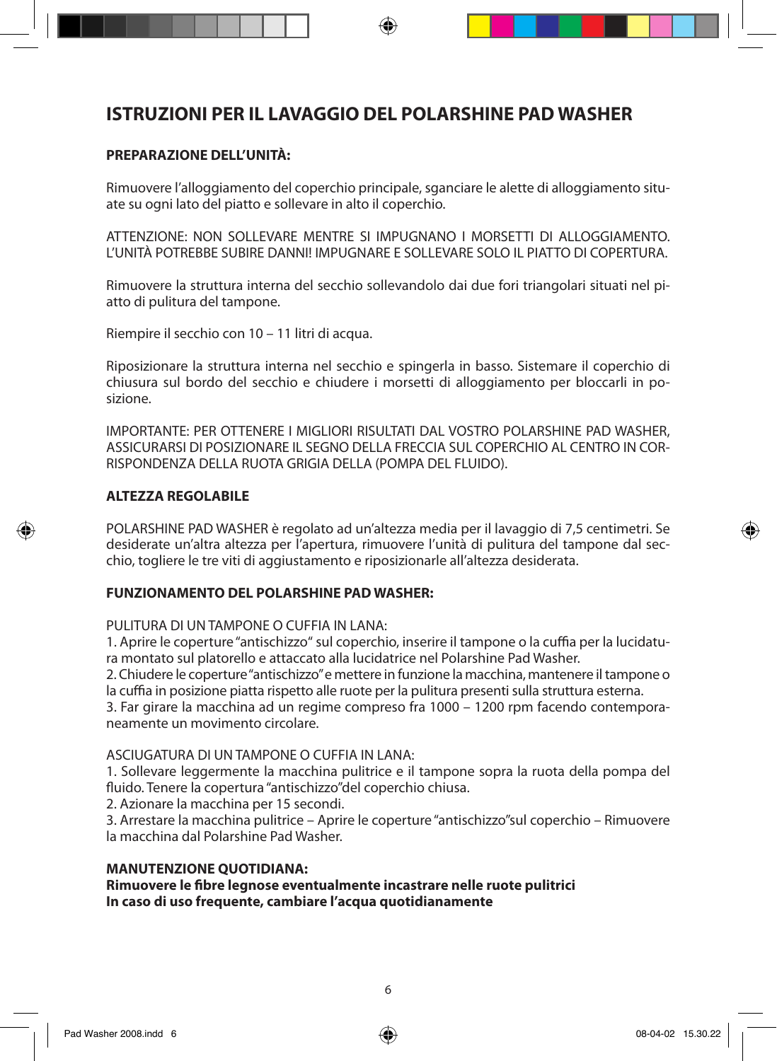# ISTRUZIONI PER IL LAVAGGIO DEL POLARSHINE PAD WASHER

**PREPARAZIONE DELL'UNITÀ:**

Rimuovere l'alloggiamento del coperchio principale, sganciare le alette di alloggiamento situate su ogni lato del piatto e sollevare in alto il coperchio.

ATTENZIONE: NON SOLLEVARE MENTRE SI IMPUGNANO I MORSETTI DI ALLOGGIAMENTO. L'UNITÀ POTREBBE SUBIRE DANNI! IMPUGNARE E SOLLEVARE SOLO IL PIATTO DI COPERTURA.

Rimuovere la struttura interna del secchio sollevandolo dai due fori triangolari situati nel piatto di pulitura del tampone.

Riempire il secchio con 10 – 11 litri di acqua.

Riposizionare la struttura interna nel secchio e spingerla in basso. Sistemare il coperchio di chiusura sul bordo del secchio e chiudere i morsetti di alloggiamento per bloccarli in posizione.

IMPORTANTE: PER OTTENERE I MIGLIORI RISULTATI DAL VOSTRO POLARSHINE PAD WASHER, ASSICURARSI DI POSIZIONARE IL SEGNO DELLA FRECCIA SUL COPERCHIO AL CENTRO IN CORRISPONDENZA DELLA RUOTA GRIGIA DELLA (POMPA DEL FLUIDO).

**ALTEZZA REGOLABILE**

POLARSHINE PAD WASHER è regolato ad un'altezza media per il lavaggio di 7,5 centimetri. Se desiderate un'altra altezza per l'apertura, rimuovere l'unità di pulitura del tampone dal secchio, togliere le tre viti di aggiustamento e riposizionarle all'altezza desiderata.

**FUNZIONAMENTO DEL POLARSHINE PAD WASHER:**

PULITURA DI UN TAMPONE O CUFFIA IN LANA:

1. Aprire le coperture "antischizzo" sul coperchio, inserire il tampone o la cuffia per la lucidatura montato sul platorello e attaccato alla lucidatrice nel Polarshine Pad Washer.
2. Chiudere le coperture "antischizzo" e mettere in funzione la macchina, mantenere il tampone o la cuffia in posizione piatta rispetto alle ruote per la pulitura presenti sulla struttura esterna.
3. Far girare la macchina ad un regime compreso fra 1000 – 1200 rpm facendo contemporaneamente un movimento circolare.

ASCIUGATURA DI UN TAMPONE O CUFFIA IN LANA:

1. Sollevare leggermente la macchina pulitrice e il tampone sopra la ruota della pompa del fluido. Tenere la copertura "antischizzo"del coperchio chiusa.
2. Azionare la macchina per 15 secondi.
3. Arrestare la macchina pulitrice – Aprire le coperture "antischizzo"sul coperchio – Rimuovere la macchina dal Polarshine Pad Washer.

**MANUTENZIONE QUOTIDIANA:**
**Rimuovere le fibre legnose eventualmente incastrare nelle ruote pulitrici**
**In caso di uso frequente, cambiare l'acqua quotidianamente**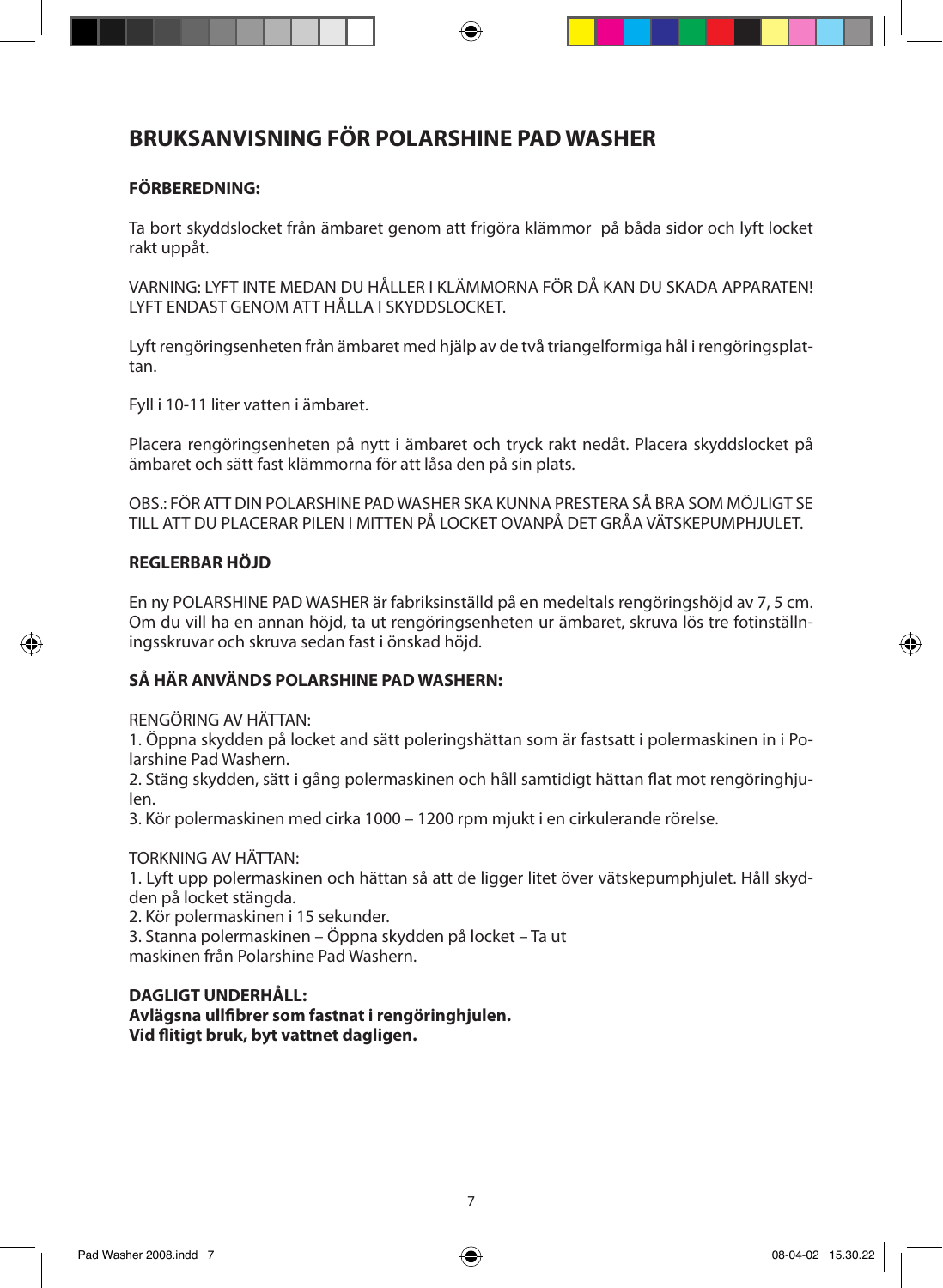# BRUKSANVISNING FÖR POLARSHINE PAD WASHER

**FÖRBEREDNING:**

Ta bort skyddslocket från ämbaret genom att frigöra klämmor på båda sidor och lyft locket rakt uppåt.

VARNING: LYFT INTE MEDAN DU HÅLLER I KLÄMMORNA FÖR DÅ KAN DU SKADA APPARATEN! LYFT ENDAST GENOM ATT HÅLLA I SKYDDSLOCKET.

Lyft rengöringsenheten från ämbaret med hjälp av de två triangelformiga hål i rengöringsplattan.

Fyll i 10-11 liter vatten i ämbaret.

Placera rengöringsenheten på nytt i ämbaret och tryck rakt nedåt. Placera skyddslocket på ämbaret och sätt fast klämmorna för att låsa den på sin plats.

OBS.: FÖR ATT DIN POLARSHINE PAD WASHER SKA KUNNA PRESTERA SÅ BRA SOM MÖJLIGT SE TILL ATT DU PLACERAR PILEN I MITTEN PÅ LOCKET OVANPÅ DET GRÅA VÄTSKEPUMPHJULET.

**REGLERBAR HÖJD**

En ny POLARSHINE PAD WASHER är fabriksinställd på en medeltals rengöringshöjd av 7, 5 cm. Om du vill ha en annan höjd, ta ut rengöringsenheten ur ämbaret, skruva lös tre fotinställningsskruvar och skruva sedan fast i önskad höjd.

**SÅ HÄR ANVÄNDS POLARSHINE PAD WASHERN:**

RENGÖRING AV HÄTTAN:
1. Öppna skydden på locket and sätt poleringshättan som är fastsatt i polermaskinen in i Polarshine Pad Washern.
2. Stäng skydden, sätt i gång polermaskinen och håll samtidigt hättan flat mot rengöringhjulen.
3. Kör polermaskinen med cirka 1000 – 1200 rpm mjukt i en cirkulerande rörelse.

TORKNING AV HÄTTAN:
1. Lyft upp polermaskinen och hättan så att de ligger litet över vätskepumphjulet. Håll skydden på locket stängda.
2. Kör polermaskinen i 15 sekunder.
3. Stanna polermaskinen – Öppna skydden på locket – Ta ut maskinen från Polarshine Pad Washern.

**DAGLIGT UNDERHÅLL:**
**Avlägsna ullfibrer som fastnat i rengöringhjulen.**
**Vid flitigt bruk, byt vattnet dagligen.**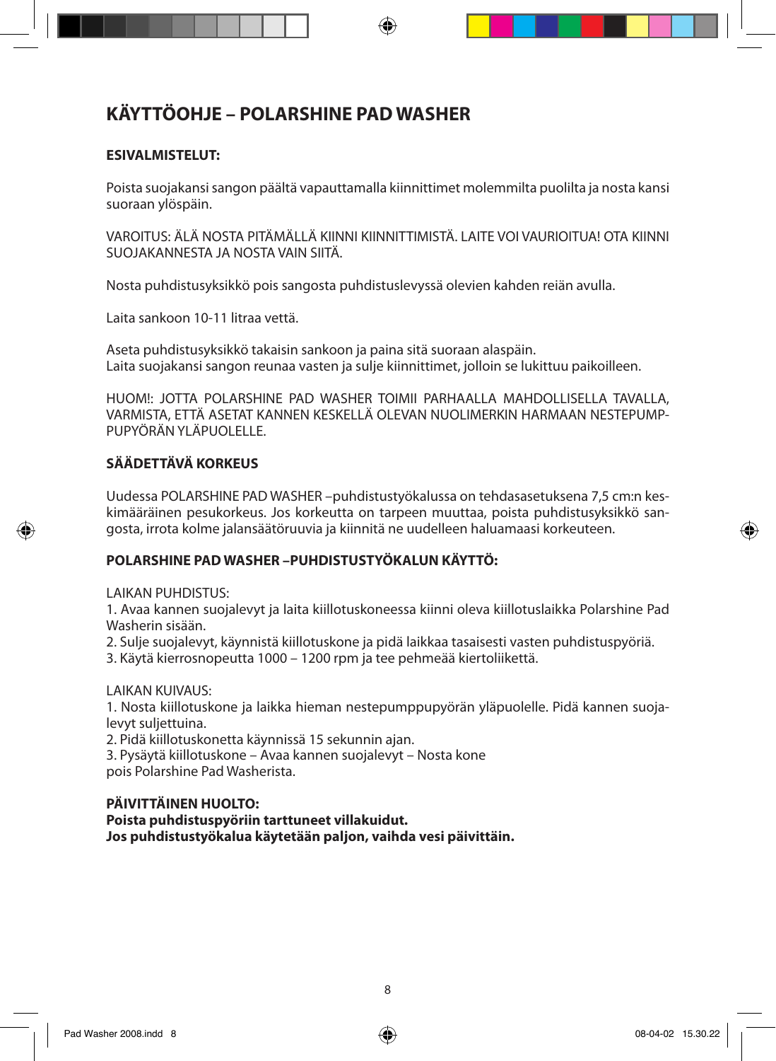# KÄYTTÖOHJE – POLARSHINE PAD WASHER

**ESIVALMISTELUT:**

Poista suojakansi sangon päältä vapauttamalla kiinnittimet molemmilta puolilta ja nosta kansi suoraan ylöspäin.

VAROITUS: ÄLÄ NOSTA PITÄMÄLLÄ KIINNI KIINNITTIMISTÄ. LAITE VOI VAURIOITUA! OTA KIINNI SUOJAKANNESTA JA NOSTA VAIN SIITÄ.

Nosta puhdistusyksikkö pois sangosta puhdistuslevyssä olevien kahden reiän avulla.

Laita sankoon 10-11 litraa vettä.

Aseta puhdistusyksikkö takaisin sankoon ja paina sitä suoraan alaspäin.
Laita suojakansi sangon reunaa vasten ja sulje kiinnittimet, jolloin se lukittuu paikoilleen.

HUOM!: JOTTA POLARSHINE PAD WASHER TOIMII PARHAALLA MAHDOLLISELLA TAVALLA, VARMISTA, ETTÄ ASETAT KANNEN KESKELLÄ OLEVAN NUOLIMERKIN HARMAAN NESTEPUMPPUPYÖRÄN YLÄPUOLELLE.

**SÄÄDETTÄVÄ KORKEUS**

Uudessa POLARSHINE PAD WASHER –puhdistustyökalussa on tehdasasetuksena 7,5 cm:n keskimääräinen pesukorkeus. Jos korkeutta on tarpeen muuttaa, poista puhdistusyksikkö sangosta, irrota kolme jalansäätöruuvia ja kiinnitä ne uudelleen haluamaasi korkeuteen.

**POLARSHINE PAD WASHER –PUHDISTUSTYÖKALUN KÄYTTÖ:**

LAIKAN PUHDISTUS:
1. Avaa kannen suojalevyt ja laita kiillotuskoneessa kiinni oleva kiillotuslaikka Polarshine Pad Washerin sisään.
2. Sulje suojalevyt, käynnistä kiillotuskone ja pidä laikkaa tasaisesti vasten puhdistuspyöriä.
3. Käytä kierrosnopeutta 1000 – 1200 rpm ja tee pehmeää kiertoliikettä.

LAIKAN KUIVAUS:
1. Nosta kiillotuskone ja laikka hieman nestepumppupyörän yläpuolelle. Pidä kannen suojalevyt suljettuina.
2. Pidä kiillotuskonetta käynnissä 15 sekunnin ajan.
3. Pysäytä kiillotuskone – Avaa kannen suojalevyt – Nosta kone pois Polarshine Pad Washerista.

**PÄIVITTÄINEN HUOLTO:**
**Poista puhdistuspyöriin tarttuneet villakuidut.**
**Jos puhdistustyökalua käytetään paljon, vaihda vesi päivittäin.**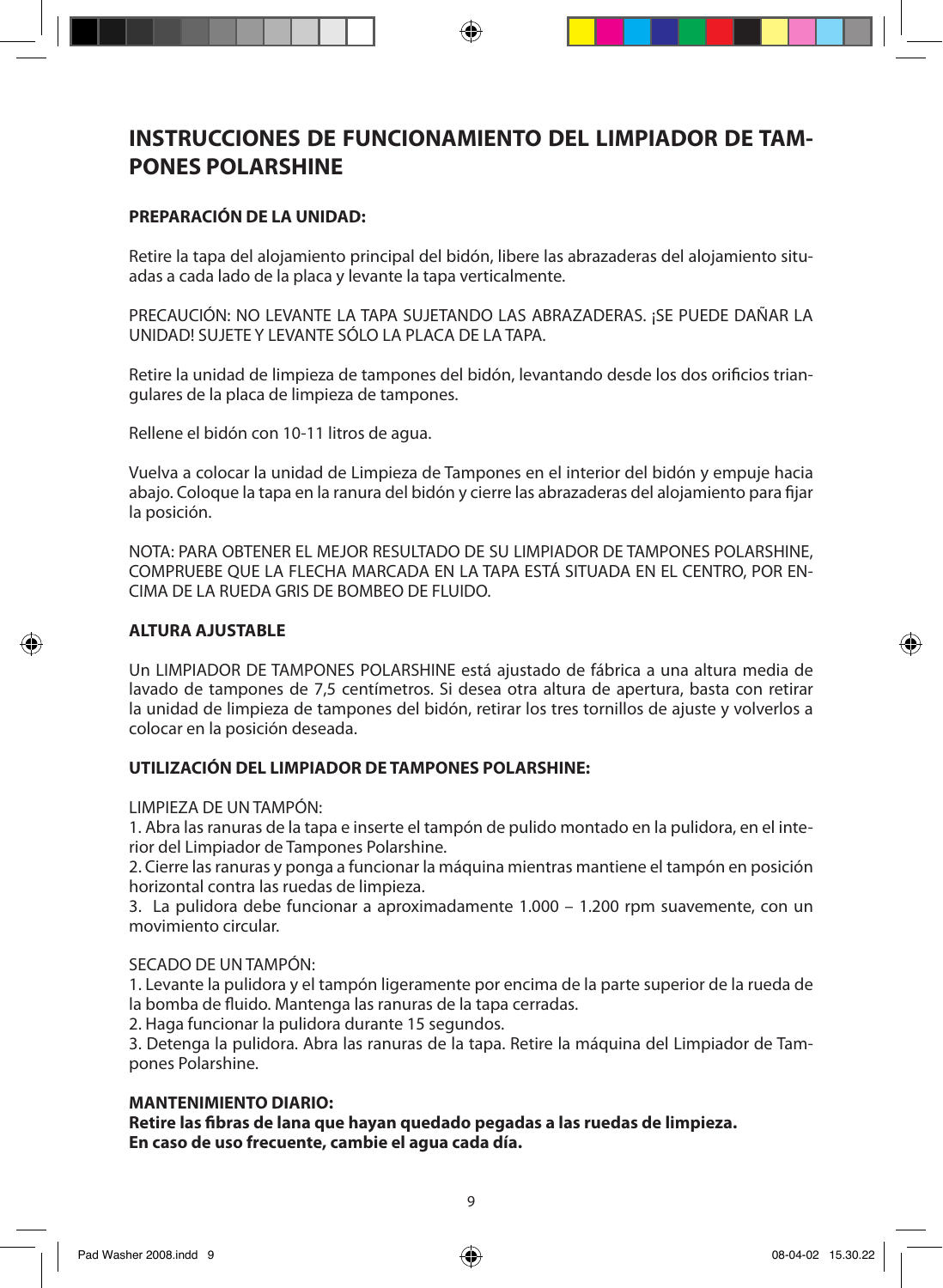# INSTRUCCIONES DE FUNCIONAMIENTO DEL LIMPIADOR DE TAMPONES POLARSHINE

## PREPARACIÓN DE LA UNIDAD:

Retire la tapa del alojamiento principal del bidón, libere las abrazaderas del alojamiento situadas a cada lado de la placa y levante la tapa verticalmente.

PRECAUCIÓN: NO LEVANTE LA TAPA SUJETANDO LAS ABRAZADERAS. ¡SE PUEDE DAÑAR LA UNIDAD! SUJETE Y LEVANTE SÓLO LA PLACA DE LA TAPA.

Retire la unidad de limpieza de tampones del bidón, levantando desde los dos orificios triangulares de la placa de limpieza de tampones.

Rellene el bidón con 10-11 litros de agua.

Vuelva a colocar la unidad de Limpieza de Tampones en el interior del bidón y empuje hacia abajo. Coloque la tapa en la ranura del bidón y cierre las abrazaderas del alojamiento para fijar la posición.

NOTA: PARA OBTENER EL MEJOR RESULTADO DE SU LIMPIADOR DE TAMPONES POLARSHINE, COMPRUEBE QUE LA FLECHA MARCADA EN LA TAPA ESTÁ SITUADA EN EL CENTRO, POR ENCIMA DE LA RUEDA GRIS DE BOMBEO DE FLUIDO.

## ALTURA AJUSTABLE

Un LIMPIADOR DE TAMPONES POLARSHINE está ajustado de fábrica a una altura media de lavado de tampones de 7,5 centímetros. Si desea otra altura de apertura, basta con retirar la unidad de limpieza de tampones del bidón, retirar los tres tornillos de ajuste y volverlos a colocar en la posición deseada.

## UTILIZACIÓN DEL LIMPIADOR DE TAMPONES POLARSHINE:

LIMPIEZA DE UN TAMPÓN:

1. Abra las ranuras de la tapa e inserte el tampón de pulido montado en la pulidora, en el interior del Limpiador de Tampones Polarshine.
2. Cierre las ranuras y ponga a funcionar la máquina mientras mantiene el tampón en posición horizontal contra las ruedas de limpieza.
3. La pulidora debe funcionar a aproximadamente 1.000 – 1.200 rpm suavemente, con un movimiento circular.

SECADO DE UN TAMPÓN:

1. Levante la pulidora y el tampón ligeramente por encima de la parte superior de la rueda de la bomba de fluido. Mantenga las ranuras de la tapa cerradas.
2. Haga funcionar la pulidora durante 15 segundos.
3. Detenga la pulidora. Abra las ranuras de la tapa. Retire la máquina del Limpiador de Tampones Polarshine.

**MANTENIMIENTO DIARIO:**
**Retire las fibras de lana que hayan quedado pegadas a las ruedas de limpieza.**
**En caso de uso frecuente, cambie el agua cada día.**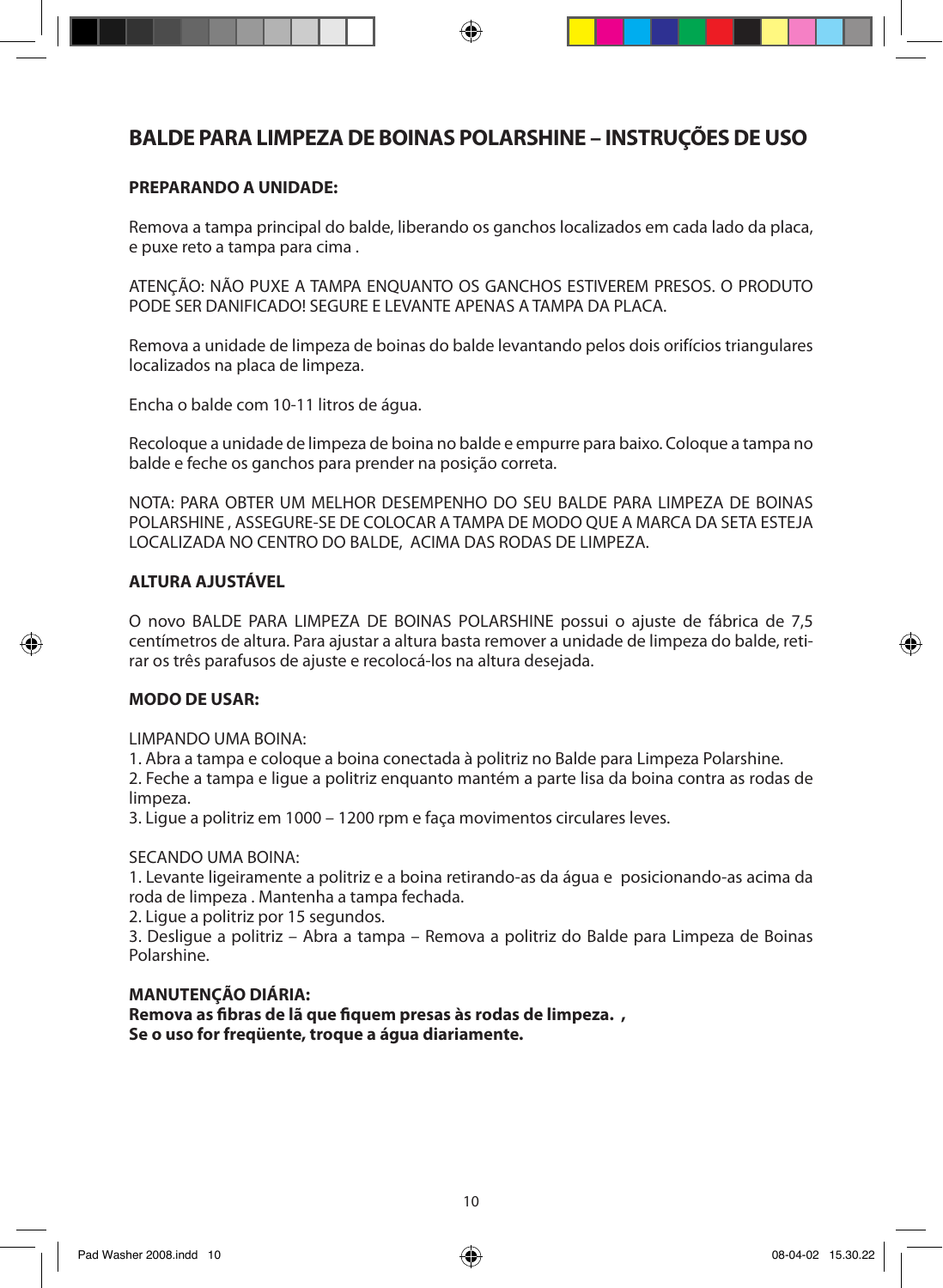# BALDE PARA LIMPEZA DE BOINAS POLARSHINE – INSTRUÇÕES DE USO

**PREPARANDO A UNIDADE:**

Remova a tampa principal do balde, liberando os ganchos localizados em cada lado da placa, e puxe reto a tampa para cima .

ATENÇÃO: NÃO PUXE A TAMPA ENQUANTO OS GANCHOS ESTIVEREM PRESOS. O PRODUTO PODE SER DANIFICADO! SEGURE E LEVANTE APENAS A TAMPA DA PLACA.

Remova a unidade de limpeza de boinas do balde levantando pelos dois orifícios triangulares localizados na placa de limpeza.

Encha o balde com 10-11 litros de água.

Recoloque a unidade de limpeza de boina no balde e empurre para baixo. Coloque a tampa no balde e feche os ganchos para prender na posição correta.

NOTA: PARA OBTER UM MELHOR DESEMPENHO DO SEU BALDE PARA LIMPEZA DE BOINAS POLARSHINE , ASSEGURE-SE DE COLOCAR A TAMPA DE MODO QUE A MARCA DA SETA ESTEJA LOCALIZADA NO CENTRO DO BALDE, ACIMA DAS RODAS DE LIMPEZA.

**ALTURA AJUSTÁVEL**

O novo BALDE PARA LIMPEZA DE BOINAS POLARSHINE possui o ajuste de fábrica de 7,5 centímetros de altura. Para ajustar a altura basta remover a unidade de limpeza do balde, retirar os três parafusos de ajuste e recolocá-los na altura desejada.

**MODO DE USAR:**

LIMPANDO UMA BOINA:

1. Abra a tampa e coloque a boina conectada à politriz no Balde para Limpeza Polarshine.
2. Feche a tampa e ligue a politriz enquanto mantém a parte lisa da boina contra as rodas de limpeza.
3. Ligue a politriz em 1000 – 1200 rpm e faça movimentos circulares leves.

SECANDO UMA BOINA:

1. Levante ligeiramente a politriz e a boina retirando-as da água e posicionando-as acima da roda de limpeza . Mantenha a tampa fechada.
2. Ligue a politriz por 15 segundos.
3. Desligue a politriz – Abra a tampa – Remova a politriz do Balde para Limpeza de Boinas Polarshine.

**MANUTENÇÃO DIÁRIA:**
**Remova as fibras de lã que fiquem presas às rodas de limpeza. ,**
**Se o uso for freqüente, troque a água diariamente.**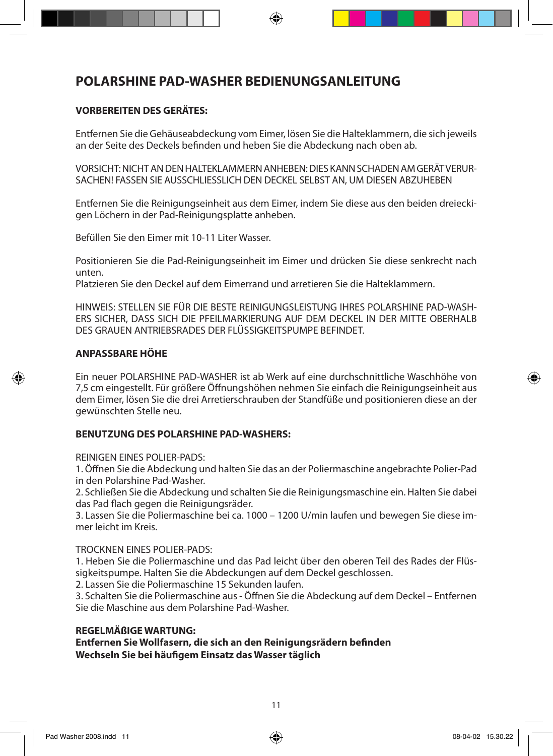# POLARSHINE PAD-WASHER BEDIENUNGSANLEITUNG

## VORBEREITEN DES GERÄTES:

Entfernen Sie die Gehäuseabdeckung vom Eimer, lösen Sie die Halteklammern, die sich jeweils an der Seite des Deckels befinden und heben Sie die Abdeckung nach oben ab.

VORSICHT: NICHT AN DEN HALTEKLAMMERN ANHEBEN: DIES KANN SCHADEN AM GERÄT VERURSACHEN! FASSEN SIE AUSSCHLIESSLICH DEN DECKEL SELBST AN, UM DIESEN ABZUHEBEN

Entfernen Sie die Reinigungseinheit aus dem Eimer, indem Sie diese aus den beiden dreieckigen Löchern in der Pad-Reinigungsplatte anheben.

Befüllen Sie den Eimer mit 10-11 Liter Wasser.

Positionieren Sie die Pad-Reinigungseinheit im Eimer und drücken Sie diese senkrecht nach unten.
Platzieren Sie den Deckel auf dem Eimerrand und arretieren Sie die Halteklammern.

HINWEIS: STELLEN SIE FÜR DIE BESTE REINIGUNGSLEISTUNG IHRES POLARSHINE PAD-WASHERS SICHER, DASS SICH DIE PFEILMARKIERUNG AUF DEM DECKEL IN DER MITTE OBERHALB DES GRAUEN ANTRIEBSRADES DER FLÜSSIGKEITSPUMPE BEFINDET.

## ANPASSBARE HÖHE

Ein neuer POLARSHINE PAD-WASHER ist ab Werk auf eine durchschnittliche Waschhöhe von 7,5 cm eingestellt. Für größere Öffnungshöhen nehmen Sie einfach die Reinigungseinheit aus dem Eimer, lösen Sie die drei Arretierschrauben der Standfüße und positionieren diese an der gewünschten Stelle neu.

## BENUTZUNG DES POLARSHINE PAD-WASHERS:

REINIGEN EINES POLIER-PADS:
1. Öffnen Sie die Abdeckung und halten Sie das an der Poliermaschine angebrachte Polier-Pad in den Polarshine Pad-Washer.
2. Schließen Sie die Abdeckung und schalten Sie die Reinigungsmaschine ein. Halten Sie dabei das Pad flach gegen die Reinigungsräder.
3. Lassen Sie die Poliermaschine bei ca. 1000 – 1200 U/min laufen und bewegen Sie diese immer leicht im Kreis.

TROCKNEN EINES POLIER-PADS:
1. Heben Sie die Poliermaschine und das Pad leicht über den oberen Teil des Rades der Flüssigkeitspumpe. Halten Sie die Abdeckungen auf dem Deckel geschlossen.
2. Lassen Sie die Poliermaschine 15 Sekunden laufen.
3. Schalten Sie die Poliermaschine aus - Öffnen Sie die Abdeckung auf dem Deckel – Entfernen Sie die Maschine aus dem Polarshine Pad-Washer.

**REGELMÄßIGE WARTUNG:**
**Entfernen Sie Wollfasern, die sich an den Reinigungsrädern befinden**
**Wechseln Sie bei häufigem Einsatz das Wasser täglich**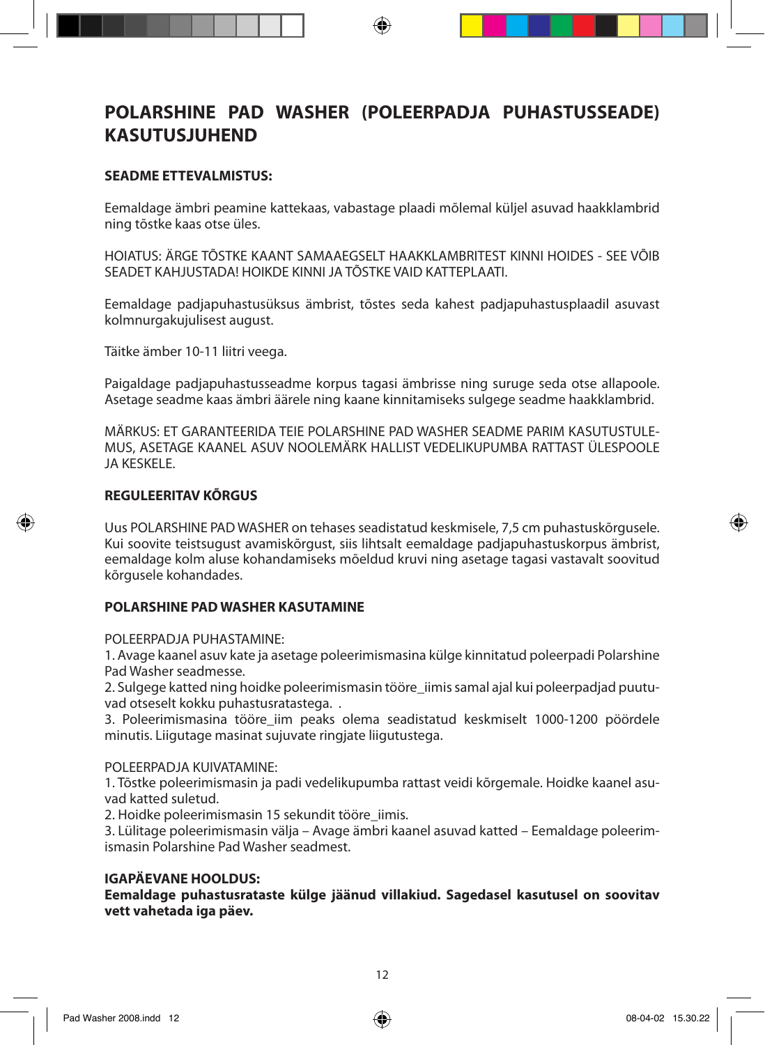# POLARSHINE PAD WASHER (POLEERPADJA PUHASTUSSEADE) KASUTUSJUHEND

**SEADME ETTEVALMISTUS:**

Eemaldage ämbri peamine kattekaas, vabastage plaadi mõlemal küljel asuvad haakklambrid ning tõstke kaas otse üles.

HOIATUS: ÄRGE TÕSTKE KAANT SAMAAEGSELT HAAKKLAMBRITEST KINNI HOIDES - SEE VÕIB SEADET KAHJUSTADA! HOIKDE KINNI JA TÕSTKE VAID KATTEPLAATI.

Eemaldage padjapuhastusüksus ämbrist, tõstes seda kahest padjapuhastusplaadil asuvast kolmnurgakujulisest august.

Täitke ämber 10-11 liitri veega.

Paigaldage padjapuhastusseadme korpus tagasi ämbrisse ning suruge seda otse allapoole. Asetage seadme kaas ämbri äärele ning kaane kinnitamiseks sulgege seadme haakklambrid.

MÄRKUS: ET GARANTEERIDA TEIE POLARSHINE PAD WASHER SEADME PARIM KASUTUSTULEMUS, ASETAGE KAANEL ASUV NOOLEMÄRK HALLIST VEDELIKUPUMBA RATTAST ÜLESPOOLE JA KESKELE.

**REGULEERITAV KÕRGUS**

Uus POLARSHINE PAD WASHER on tehases seadistatud keskmisele, 7,5 cm puhastuskõrgusele. Kui soovite teistsugust avamiskõrgust, siis lihtsalt eemaldage padjapuhastuskorpus ämbrist, eemaldage kolm aluse kohandamiseks mõeldud kruvi ning asetage tagasi vastavalt soovitud kõrgusele kohandades.

**POLARSHINE PAD WASHER KASUTAMINE**

POLEERPADJA PUHASTAMINE:

1. Avage kaanel asuv kate ja asetage poleerimismasina külge kinnitatud poleerpadi Polarshine Pad Washer seadmesse.
2. Sulgege katted ning hoidke poleerimismasin tööre_iimis samal ajal kui poleerpadjad puutuvad otseselt kokku puhastusratastega. .
3. Poleerimismasina tööre_iim peaks olema seadistatud keskmiselt 1000-1200 pöördele minutis. Liigutage masinat sujuvate ringjate liigutustega.

POLEERPADJA KUIVATAMINE:

1. Tõstke poleerimismasin ja padi vedelikupumba rattast veidi kõrgemale. Hoidke kaanel asuvad katted suletud.
2. Hoidke poleerimismasin 15 sekundit tööre_iimis.
3. Lülitage poleerimismasin välja – Avage ämbri kaanel asuvad katted – Eemaldage poleerimismasin Polarshine Pad Washer seadmest.

**IGAPÄEVANE HOOLDUS:**
**Eemaldage puhastusrataste külge jäänud villakiud. Sagedasel kasutusel on soovitav vett vahetada iga päev.**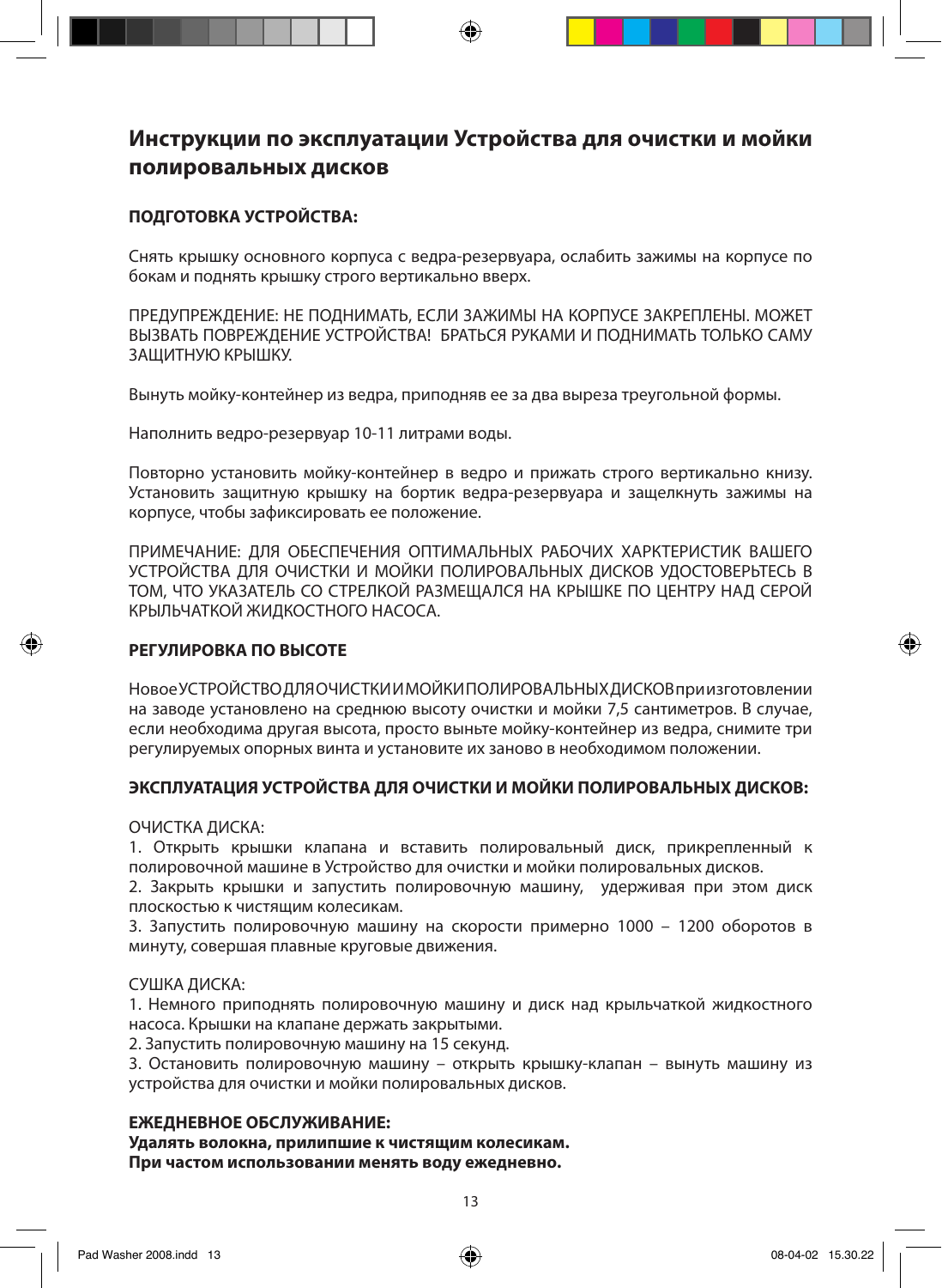# Инструкции по эксплуатации Устройства для очистки и мойки полировальных дисков

**ПОДГОТОВКА УСТРОЙСТВА:**

Снять крышку основного корпуса с ведра-резервуара, ослабить зажимы на корпусе по бокам и поднять крышку строго вертикально вверх.

ПРЕДУПРЕЖДЕНИЕ: НЕ ПОДНИМАТЬ, ЕСЛИ ЗАЖИМЫ НА КОРПУСЕ ЗАКРЕПЛЕНЫ. МОЖЕТ ВЫЗВАТЬ ПОВРЕЖДЕНИЕ УСТРОЙСТВА! БРАТЬСЯ РУКАМИ И ПОДНИМАТЬ ТОЛЬКО САМУ ЗАЩИТНУЮ КРЫШКУ.

Вынуть мойку-контейнер из ведра, приподняв ее за два выреза треугольной формы.

Наполнить ведро-резервуар 10-11 литрами воды.

Повторно установить мойку-контейнер в ведро и прижать строго вертикально книзу. Установить защитную крышку на бортик ведра-резервуара и защелкнуть зажимы на корпусе, чтобы зафиксировать ее положение.

ПРИМЕЧАНИЕ: ДЛЯ ОБЕСПЕЧЕНИЯ ОПТИМАЛЬНЫХ РАБОЧИХ ХАРКТЕРИСТИК ВАШЕГО УСТРОЙСТВА ДЛЯ ОЧИСТКИ И МОЙКИ ПОЛИРОВАЛЬНЫХ ДИСКОВ УДОСТОВЕРЬТЕСЬ В ТОМ, ЧТО УКАЗАТЕЛЬ СО СТРЕЛКОЙ РАЗМЕЩАЛСЯ НА КРЫШКЕ ПО ЦЕНТРУ НАД СЕРОЙ КРЫЛЬЧАТКОЙ ЖИДКОСТНОГО НАСОСА.

**РЕГУЛИРОВКА ПО ВЫСОТЕ**

Новое УСТРОЙСТВО ДЛЯ ОЧИСТКИ И МОЙКИ ПОЛИРОВАЛЬНЫХ ДИСКОВ при изготовлении на заводе установлено на среднюю высоту очистки и мойки 7,5 сантиметров. В случае, если необходима другая высота, просто выньте мойку-контейнер из ведра, снимите три регулируемых опорных винта и установите их заново в необходимом положении.

**ЭКСПЛУАТАЦИЯ УСТРОЙСТВА ДЛЯ ОЧИСТКИ И МОЙКИ ПОЛИРОВАЛЬНЫХ ДИСКОВ:**

ОЧИСТКА ДИСКА:

1. Открыть крышки клапана и вставить полировальный диск, прикрепленный к полировочной машине в Устройство для очистки и мойки полировальных дисков.
2. Закрыть крышки и запустить полировочную машину, удерживая при этом диск плоскостью к чистящим колесикам.
3. Запустить полировочную машину на скорости примерно 1000 – 1200 оборотов в минуту, совершая плавные круговые движения.

СУШКА ДИСКА:

1. Немного приподнять полировочную машину и диск над крыльчаткой жидкостного насоса. Крышки на клапане держать закрытыми.
2. Запустить полировочную машину на 15 секунд.
3. Остановить полировочную машину – открыть крышку-клапан – вынуть машину из устройства для очистки и мойки полировальных дисков.

**ЕЖЕДНЕВНОЕ ОБСЛУЖИВАНИЕ:**
**Удалять волокна, прилипшие к чистящим колесикам.**
**При частом использовании менять воду ежедневно.**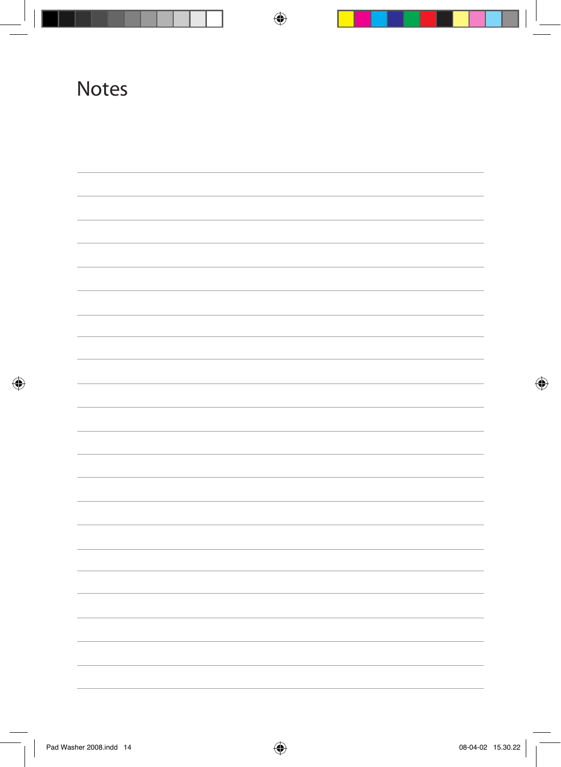# Notes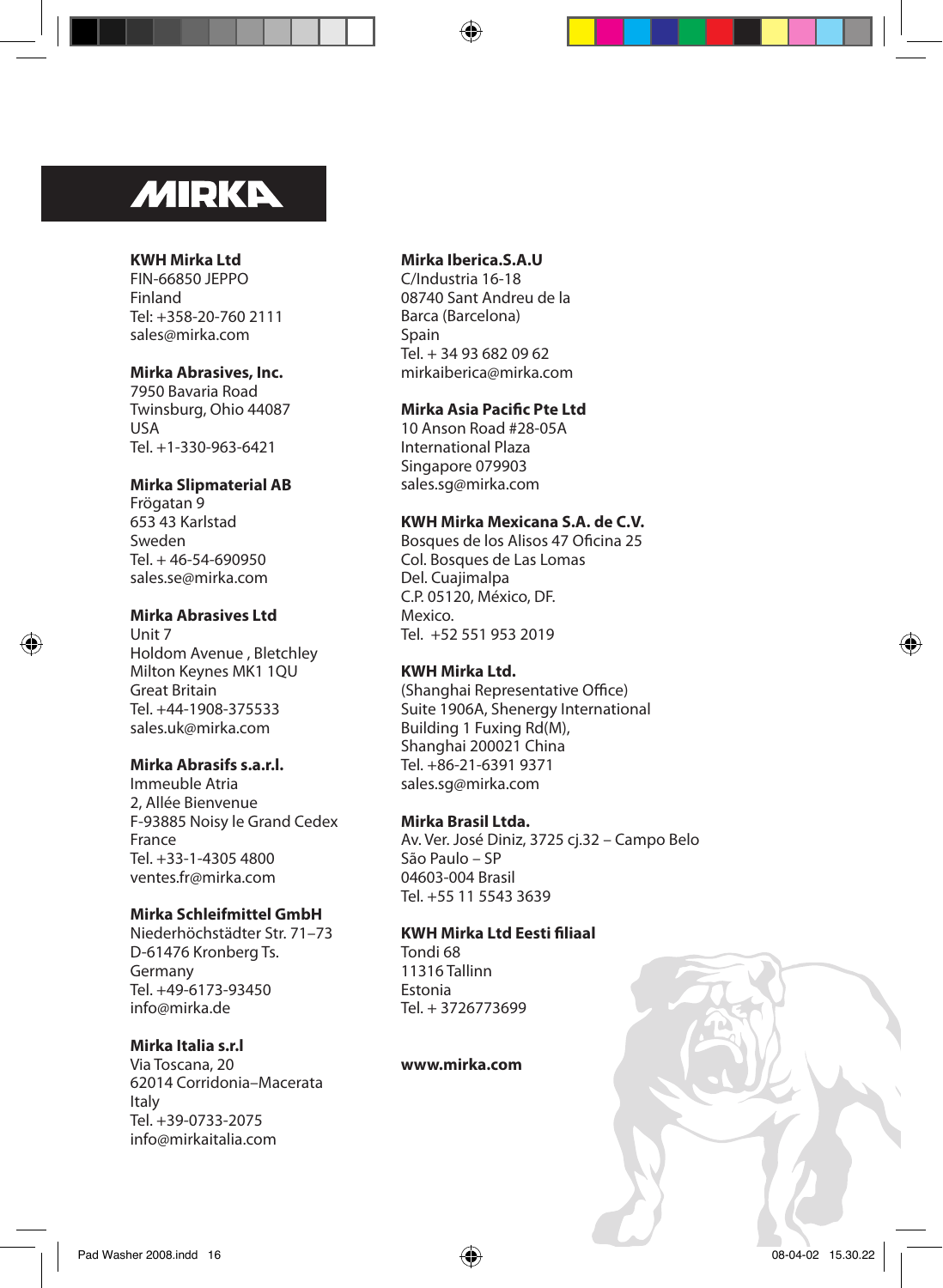MIRKA

**KWH Mirka Ltd**
FIN-66850 JEPPO
Finland
Tel: +358-20-760 2111
sales@mirka.com

**Mirka Abrasives, Inc.**
7950 Bavaria Road
Twinsburg, Ohio 44087
USA
Tel. +1-330-963-6421

**Mirka Slipmaterial AB**
Frögatan 9
653 43 Karlstad
Sweden
Tel. + 46-54-690950
sales.se@mirka.com

**Mirka Abrasives Ltd**
Unit 7
Holdom Avenue , Bletchley
Milton Keynes MK1 1QU
Great Britain
Tel. +44-1908-375533
sales.uk@mirka.com

**Mirka Abrasifs s.a.r.l.**
Immeuble Atria
2, Allée Bienvenue
F-93885 Noisy le Grand Cedex
France
Tel. +33-1-4305 4800
ventes.fr@mirka.com

**Mirka Schleifmittel GmbH**
Niederhöchstädter Str. 71–73
D-61476 Kronberg Ts.
Germany
Tel. +49-6173-93450
info@mirka.de

**Mirka Italia s.r.l**
Via Toscana, 20
62014 Corridonia–Macerata
Italy
Tel. +39-0733-2075
info@mirkaitalia.com

**Mirka Iberica.S.A.U**
C/Industria 16-18
08740 Sant Andreu de la
Barca (Barcelona)
Spain
Tel. + 34 93 682 09 62
mirkaiberica@mirka.com

**Mirka Asia Pacific Pte Ltd**
10 Anson Road #28-05A
International Plaza
Singapore 079903
sales.sg@mirka.com

**KWH Mirka Mexicana S.A. de C.V.**
Bosques de los Alisos 47 Oficina 25
Col. Bosques de Las Lomas
Del. Cuajimalpa
C.P. 05120, México, DF.
Mexico.
Tel. +52 551 953 2019

**KWH Mirka Ltd.**
(Shanghai Representative Office)
Suite 1906A, Shenergy International
Building 1 Fuxing Rd(M),
Shanghai 200021 China
Tel. +86-21-6391 9371
sales.sg@mirka.com

**Mirka Brasil Ltda.**
Av. Ver. José Diniz, 3725 cj.32 – Campo Belo
São Paulo – SP
04603-004 Brasil
Tel. +55 11 5543 3639

**KWH Mirka Ltd Eesti filiaal**
Tondi 68
11316 Tallinn
Estonia
Tel. + 3726773699

**www.mirka.com**